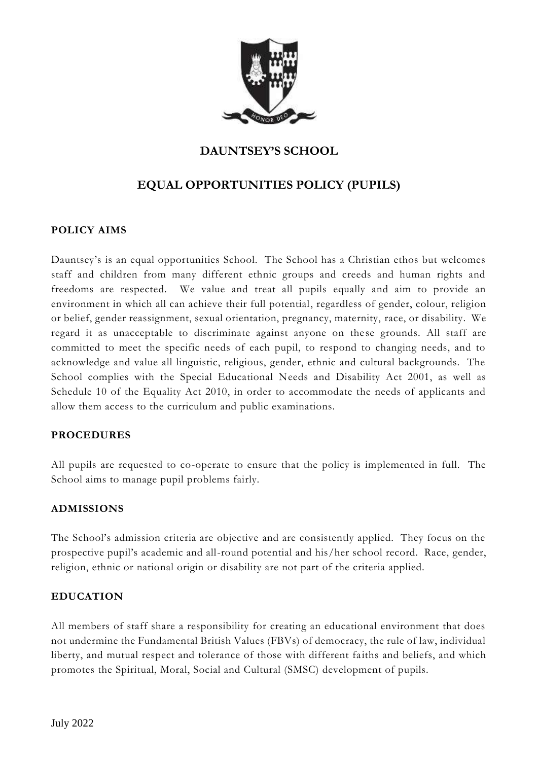# DAUNTSEY'S SCHOOL

## EQUAL OPPORTUNITIES POLICY (PUPILS)

### POLICY AIMS

Dauntsey's is an equal opportunities School. The School has a Christian ethos but welcomes staff and children from many different ethnic groups and creeds and human rights and freedoms are respected. We value and treat all pupils equally and aim to provide an environment in which all can achieve their full potential, regardless of gender, colour, religion or belief, gender reassignment, sexual orientation, pregnancy, maternity, race, or disability. We regard it as unacceptable to discriminate against anyone on these grounds. All staff are committed to meet the specific needs of each pupil, to respond to changing needs, and to acknowledge and value all linguistic, religious, gender, ethnic and cultural backgrounds. The School complies with the Special Educational Needs and Disability Act 2001, as well as Schedule 10 of the Equality Act 2010, in order to accommodate the needs of applicants and allow them access to the curriculum and public examinations.

### PROCEDURES

All pupils are requested to co-operate to ensure that the policy is implemented in full. The School aims to manage pupil problems fairly.

### ADMISSIONS

The School's admission criteria are objective and are consistently applied. They focus on the prospective pupil's academic and all-round potential and his/her school record. Race, gender, religion, ethnic or national origin or disability are not part of the criteria applied.

### EDUCATION

All members of staff share a responsibility for creating an educational environment that does not undermine the Fundamental British Values (FBVs) of democracy, the rule of law, individual liberty, and mutual respect and tolerance of those with different faiths and beliefs, and which promotes the Spiritual, Moral, Social and Cultural (SMSC) development of pupils.

July 2022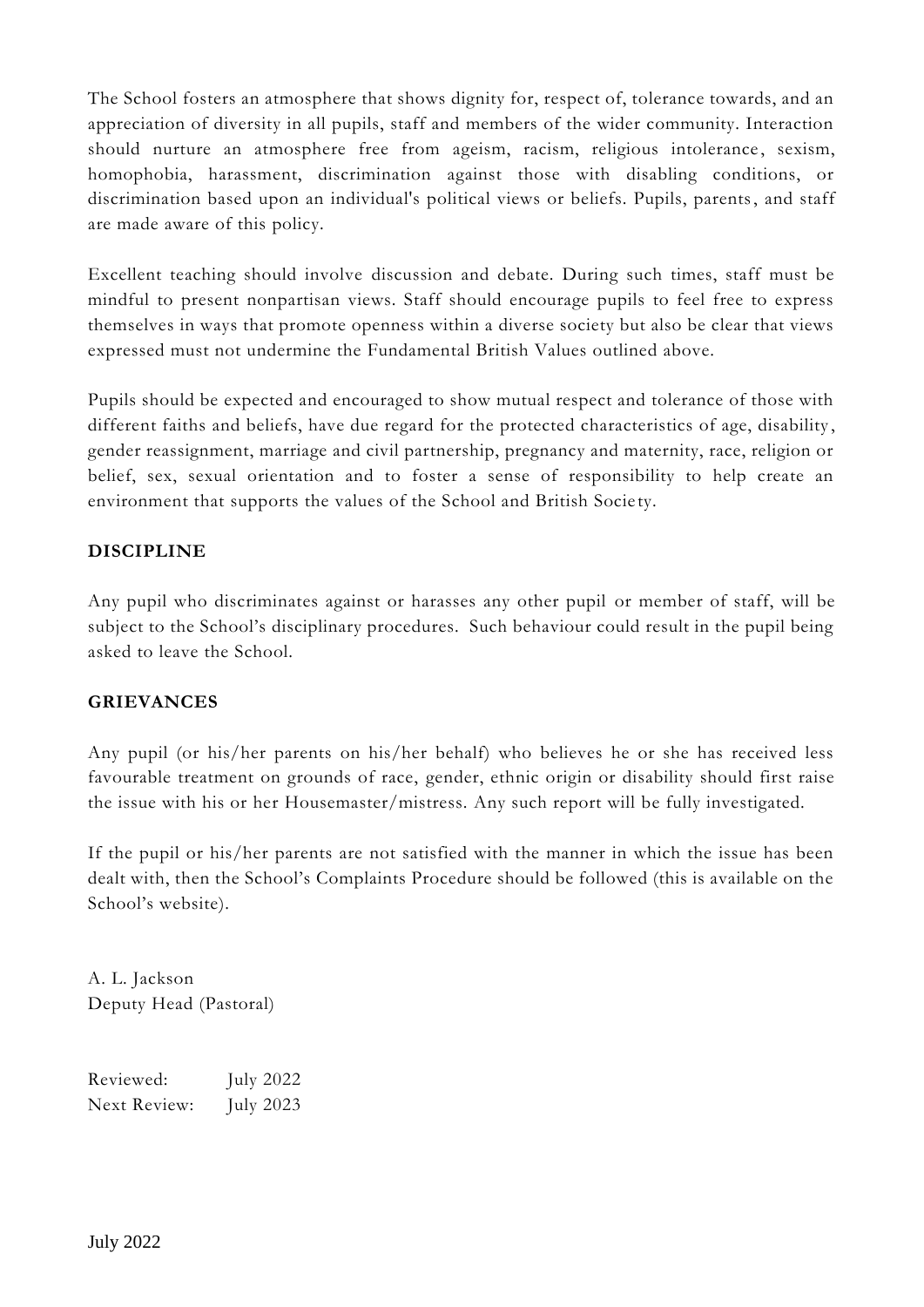The School fosters an atmosphere that shows dignity for, respect of, tolerance towards, and an appreciation of diversity in all pupils, staff and members of the wider community. Interaction should nurture an atmosphere free from ageism, racism, religious intolerance, sexism, homophobia, harassment, discrimination against those with disabling conditions, or discrimination based upon an individual's political views or beliefs. Pupils, parents, and staff are made aware of this policy.

Excellent teaching should involve discussion and debate. During such times, staff must be mindful to present nonpartisan views. Staff should encourage pupils to feel free to express themselves in ways that promote openness within a diverse society but also be clear that views expressed must not undermine the Fundamental British Values outlined above.

Pupils should be expected and encouraged to show mutual respect and tolerance of those with different faiths and beliefs, have due regard for the protected characteristics of age, disability, gender reassignment, marriage and civil partnership, pregnancy and maternity, race, religion or belief, sex, sexual orientation and to foster a sense of responsibility to help create an environment that supports the values of the School and British Society.

**DISCIPLINE**

Any pupil who discriminates against or harasses any other pupil or member of staff, will be subject to the School's disciplinary procedures. Such behaviour could result in the pupil being asked to leave the School.

**GRIEVANCES**

Any pupil (or his/her parents on his/her behalf) who believes he or she has received less favourable treatment on grounds of race, gender, ethnic origin or disability should first raise the issue with his or her Housemaster/mistress. Any such report will be fully investigated.

If the pupil or his/her parents are not satisfied with the manner in which the issue has been dealt with, then the School's Complaints Procedure should be followed (this is available on the School's website).

A. L. Jackson
Deputy Head (Pastoral)

Reviewed: July 2022
Next Review: July 2023